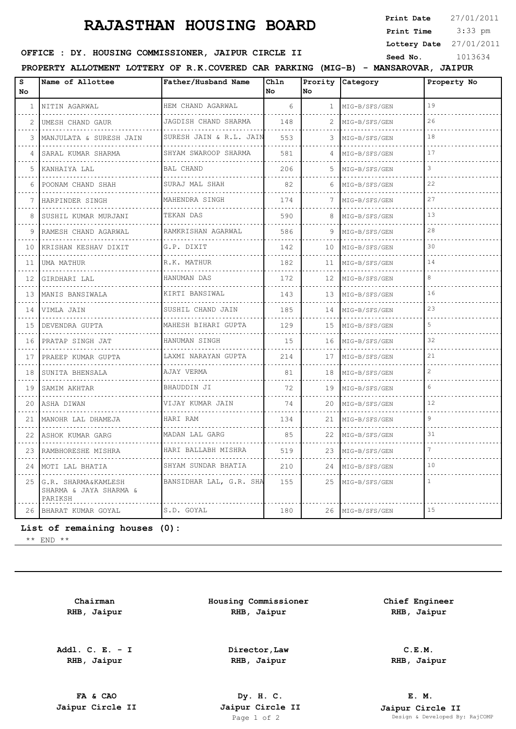# RAJASTHAN HOUSING BOARD

**Print Date** 27/01/2011
**Print Time** 3:33 pm
**Lottery Date** 27/01/2011
**Seed No.** 1013634

**OFFICE : DY. HOUSING COMMISSIONER, JAIPUR CIRCLE II**

**PROPERTY ALLOTMENT LOTTERY OF R.K.COVERED CAR PARKING (MIG-B) - MANSAROVAR, JAIPUR**

| S No | Name of Allottee | Father/Husband Name | Chln No | Prority No | Category | Property No |
|---|---|---|---|---|---|---|
| 1 | NITIN AGARWAL | HEM CHAND AGARWAL | 6 | 1 | MIG-B/SFS/GEN | 19 |
| 2 | UMESH CHAND GAUR | JAGDISH CHAND SHARMA | 148 | 2 | MIG-B/SFS/GEN | 26 |
| 3 | MANJULATA & SURESH JAIN | SURESH JAIN & R.L. JAIN | 553 | 3 | MIG-B/SFS/GEN | 18 |
| 4 | SARAL KUMAR SHARMA | SHYAM SWAROOP SHARMA | 581 | 4 | MIG-B/SFS/GEN | 17 |
| 5 | KANHAIYA LAL | BAL CHAND | 206 | 5 | MIG-B/SFS/GEN | 3 |
| 6 | POONAM CHAND SHAH | SURAJ MAL SHAH | 82 | 6 | MIG-B/SFS/GEN | 22 |
| 7 | HARPINDER SINGH | MAHENDRA SINGH | 174 | 7 | MIG-B/SFS/GEN | 27 |
| 8 | SUSHIL KUMAR MURJANI | TEKAN DAS | 590 | 8 | MIG-B/SFS/GEN | 13 |
| 9 | RAMESH CHAND AGARWAL | RAMKRISHAN AGARWAL | 586 | 9 | MIG-B/SFS/GEN | 28 |
| 10 | KRISHAN KESHAV DIXIT | G.P. DIXIT | 142 | 10 | MIG-B/SFS/GEN | 30 |
| 11 | UMA MATHUR | R.K. MATHUR | 182 | 11 | MIG-B/SFS/GEN | 14 |
| 12 | GIRDHARI LAL | HANUMAN DAS | 172 | 12 | MIG-B/SFS/GEN | 8 |
| 13 | MANIS BANSIWALA | KIRTI BANSIWAL | 143 | 13 | MIG-B/SFS/GEN | 16 |
| 14 | VIMLA JAIN | SUSHIL CHAND JAIN | 185 | 14 | MIG-B/SFS/GEN | 23 |
| 15 | DEVENDRA GUPTA | MAHESH BIHARI GUPTA | 129 | 15 | MIG-B/SFS/GEN | 5 |
| 16 | PRATAP SINGH JAT | HANUMAN SINGH | 15 | 16 | MIG-B/SFS/GEN | 32 |
| 17 | PRAEEP KUMAR GUPTA | LAXMI NARAYAN GUPTA | 214 | 17 | MIG-B/SFS/GEN | 21 |
| 18 | SUNITA BHENSALA | AJAY VERMA | 81 | 18 | MIG-B/SFS/GEN | 2 |
| 19 | SAMIM AKHTAR | BHAUDDIN JI | 72 | 19 | MIG-B/SFS/GEN | 6 |
| 20 | ASHA DIWAN | VIJAY KUMAR JAIN | 74 | 20 | MIG-B/SFS/GEN | 12 |
| 21 | MANOHR LAL DHAMEJA | HARI RAM | 134 | 21 | MIG-B/SFS/GEN | 9 |
| 22 | ASHOK KUMAR GARG | MADAN LAL GARG | 85 | 22 | MIG-B/SFS/GEN | 31 |
| 23 | RAMBHORESHE MISHRA | HARI BALLABH MISHRA | 519 | 23 | MIG-B/SFS/GEN | 7 |
| 24 | MOTI LAL BHATIA | SHYAM SUNDAR BHATIA | 210 | 24 | MIG-B/SFS/GEN | 10 |
| 25 | G.R. SHARMA&KAMLESH SHARMA & JAYA SHARMA & PARIKSH | BANSIDHAR LAL, G.R. SHA | 155 | 25 | MIG-B/SFS/GEN | 1 |
| 26 | BHARAT KUMAR GOYAL | S.D. GOYAL | 180 | 26 | MIG-B/SFS/GEN | 15 |

**List of remaining houses (0):**

** END **

| | | |
|---|---|---|
| **Chairman** RHB, Jaipur | **Housing Commissioner** RHB, Jaipur | **Chief Engineer** RHB, Jaipur |
| **Addl. C. E. - I** RHB, Jaipur | **Director,Law** RHB, Jaipur | **C.E.M.** RHB, Jaipur |
| **FA & CAO** Jaipur Circle II | **Dy. H. C.** Jaipur Circle II | **E. M.** Jaipur Circle II |

Design & Developed By: RajCOMP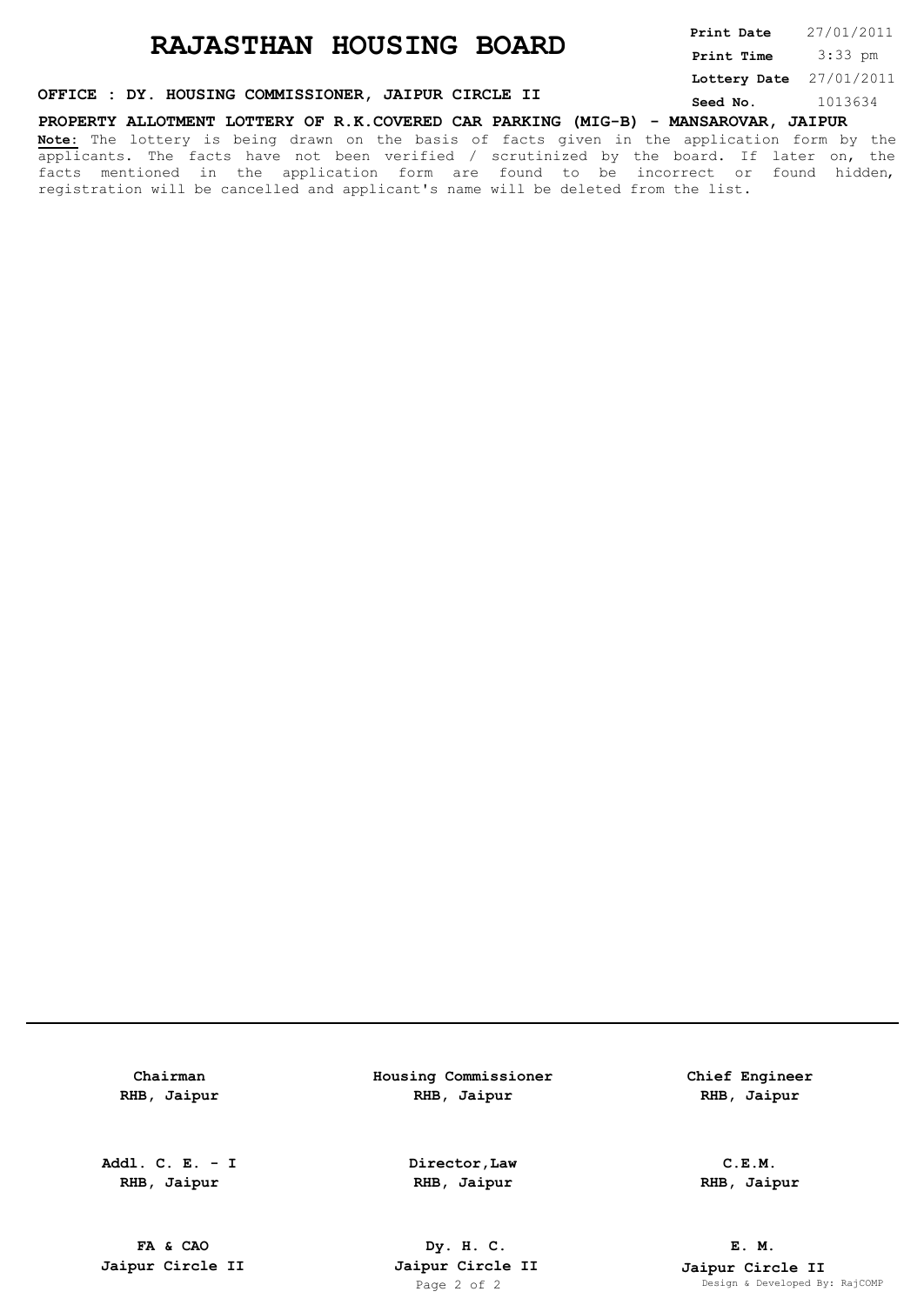# RAJASTHAN HOUSING BOARD

| | |
|---|---|
| **Print Date** | 27/01/2011 |
| **Print Time** | 3:33 pm |
| **Lottery Date** | 27/01/2011 |
| **Seed No.** | 1013634 |

**OFFICE : DY. HOUSING COMMISSIONER, JAIPUR CIRCLE II**

**PROPERTY ALLOTMENT LOTTERY OF R.K.COVERED CAR PARKING (MIG-B) - MANSAROVAR, JAIPUR**

**Note:** The lottery is being drawn on the basis of facts given in the application form by the applicants. The facts have not been verified / scrutinized by the board. If later on, the facts mentioned in the application form are found to be incorrect or found hidden, registration will be cancelled and applicant's name will be deleted from the list.

---

| | | |
|---|---|---|
| **Chairman**<br>**RHB, Jaipur** | **Housing Commissioner**<br>**RHB, Jaipur** | **Chief Engineer**<br>**RHB, Jaipur** |
| **Addl. C. E. - I**<br>**RHB, Jaipur** | **Director,Law**<br>**RHB, Jaipur** | **C.E.M.**<br>**RHB, Jaipur** |
| **FA & CAO**<br>**Jaipur Circle II** | **Dy. H. C.**<br>**Jaipur Circle II** | **E. M.**<br>**Jaipur Circle II** |

Design & Developed By: RajCOMP